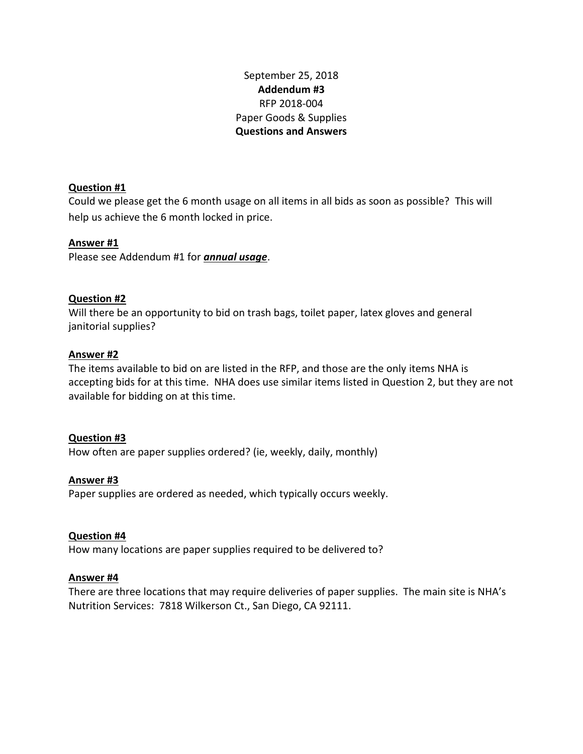September 25, 2018

**Addendum #3**

RFP 2018-004

Paper Goods & Supplies

**Questions and Answers**

**Question #1**

Could we please get the 6 month usage on all items in all bids as soon as possible? This will help us achieve the 6 month locked in price.

**Answer #1**

Please see Addendum #1 for ***annual usage***.

**Question #2**

Will there be an opportunity to bid on trash bags, toilet paper, latex gloves and general janitorial supplies?

**Answer #2**

The items available to bid on are listed in the RFP, and those are the only items NHA is accepting bids for at this time. NHA does use similar items listed in Question 2, but they are not available for bidding on at this time.

**Question #3**

How often are paper supplies ordered? (ie, weekly, daily, monthly)

**Answer #3**

Paper supplies are ordered as needed, which typically occurs weekly.

**Question #4**

How many locations are paper supplies required to be delivered to?

**Answer #4**

There are three locations that may require deliveries of paper supplies. The main site is NHA's Nutrition Services: 7818 Wilkerson Ct., San Diego, CA 92111.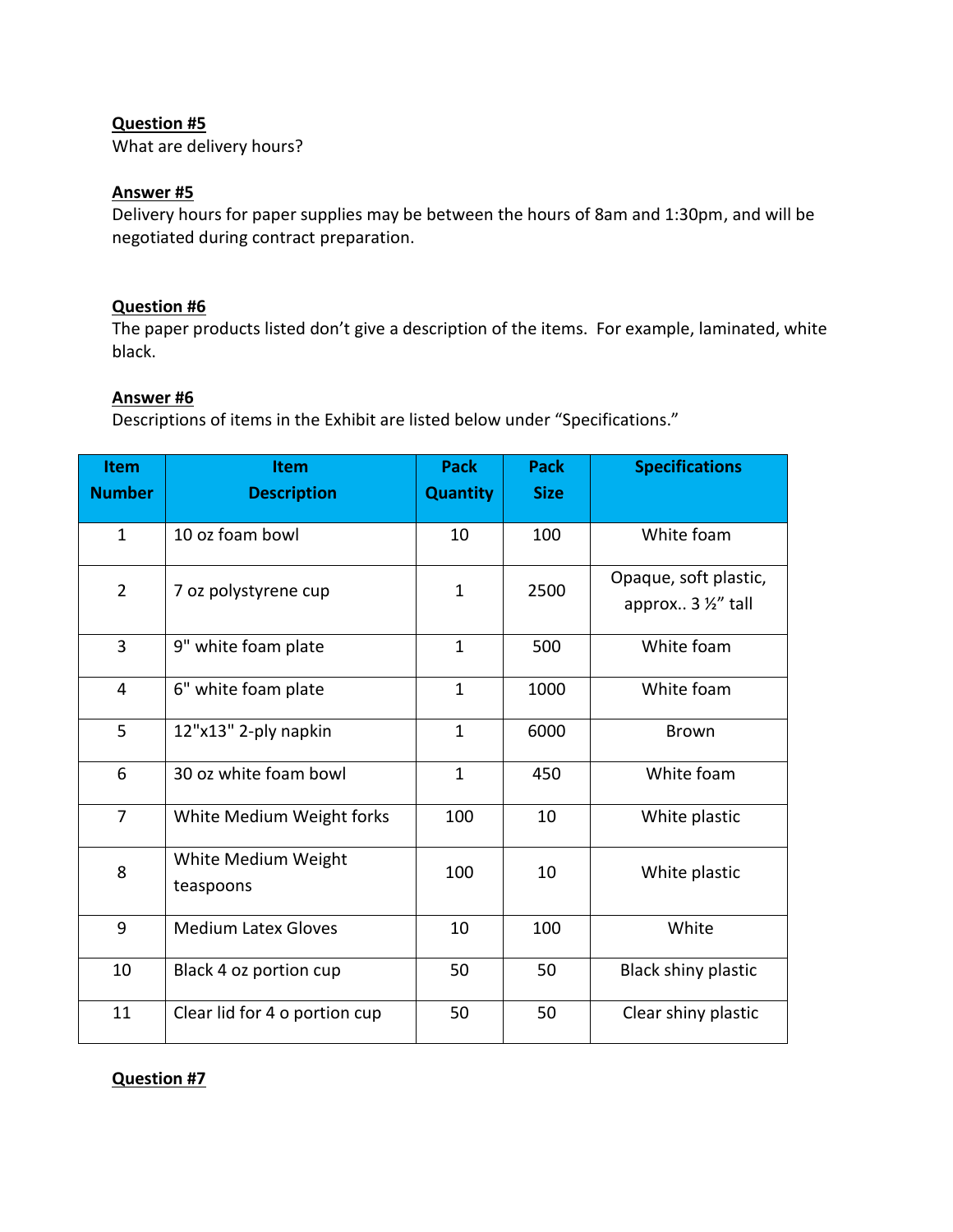**Question #5**
What are delivery hours?

**Answer #5**
Delivery hours for paper supplies may be between the hours of 8am and 1:30pm, and will be negotiated during contract preparation.

**Question #6**
The paper products listed don't give a description of the items. For example, laminated, white black.

**Answer #6**
Descriptions of items in the Exhibit are listed below under "Specifications."

| Item Number | Item Description | Pack Quantity | Pack Size | Specifications |
|---|---|---|---|---|
| 1 | 10 oz foam bowl | 10 | 100 | White foam |
| 2 | 7 oz polystyrene cup | 1 | 2500 | Opaque, soft plastic, approx.. 3 ½" tall |
| 3 | 9" white foam plate | 1 | 500 | White foam |
| 4 | 6" white foam plate | 1 | 1000 | White foam |
| 5 | 12"x13" 2-ply napkin | 1 | 6000 | Brown |
| 6 | 30 oz white foam bowl | 1 | 450 | White foam |
| 7 | White Medium Weight forks | 100 | 10 | White plastic |
| 8 | White Medium Weight teaspoons | 100 | 10 | White plastic |
| 9 | Medium Latex Gloves | 10 | 100 | White |
| 10 | Black 4 oz portion cup | 50 | 50 | Black shiny plastic |
| 11 | Clear lid for 4 o portion cup | 50 | 50 | Clear shiny plastic |

**Question #7**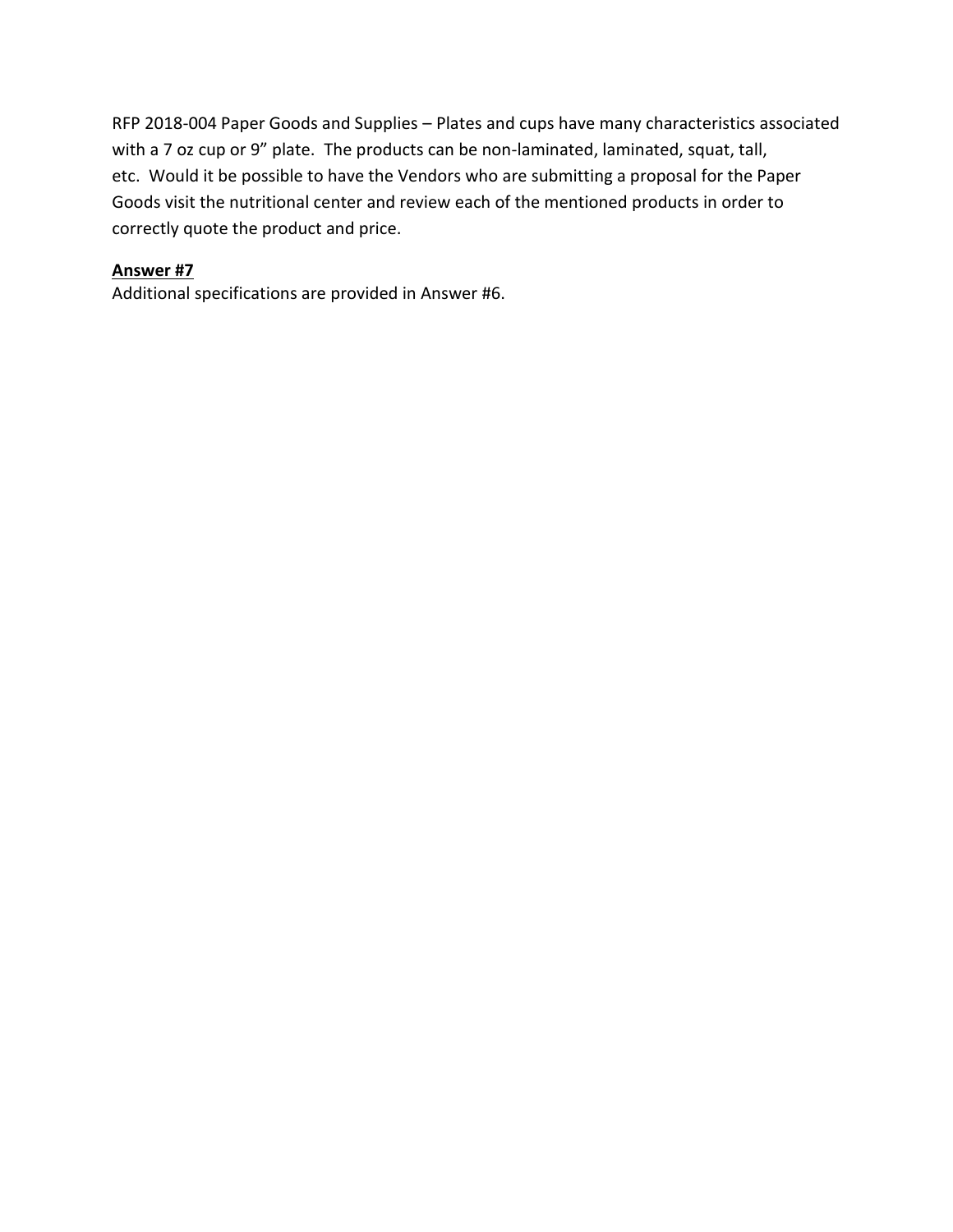RFP 2018-004 Paper Goods and Supplies – Plates and cups have many characteristics associated with a 7 oz cup or 9" plate. The products can be non-laminated, laminated, squat, tall, etc. Would it be possible to have the Vendors who are submitting a proposal for the Paper Goods visit the nutritional center and review each of the mentioned products in order to correctly quote the product and price.

**Answer #7**

Additional specifications are provided in Answer #6.